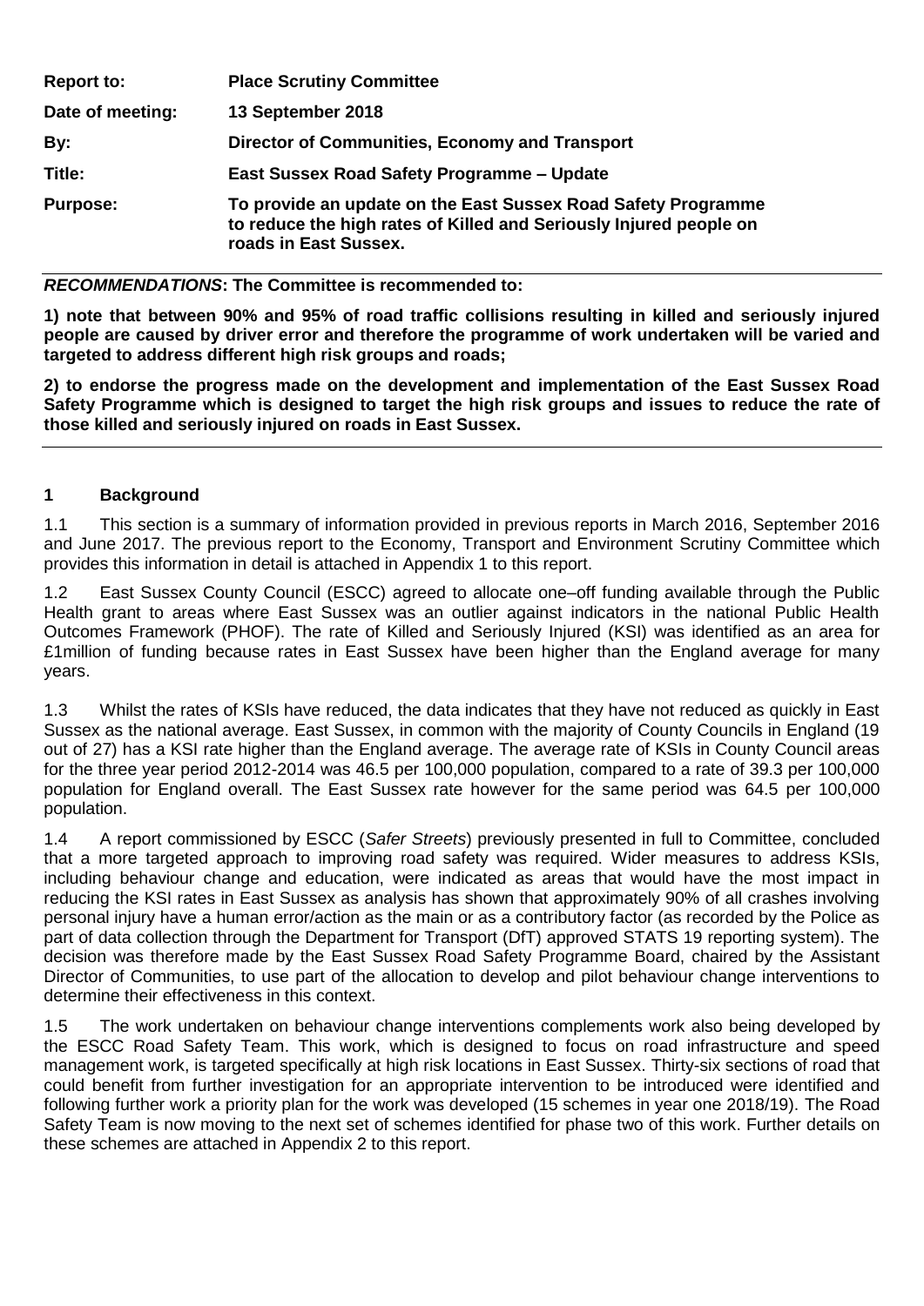| | |
|---|---|
| **Report to:** | **Place Scrutiny Committee** |
| **Date of meeting:** | **13 September 2018** |
| **By:** | **Director of Communities, Economy and Transport** |
| **Title:** | **East Sussex Road Safety Programme – Update** |
| **Purpose:** | **To provide an update on the East Sussex Road Safety Programme to reduce the high rates of Killed and Seriously Injured people on roads in East Sussex.** |

***RECOMMENDATIONS*: The Committee is recommended to:**

**1) note that between 90% and 95% of road traffic collisions resulting in killed and seriously injured people are caused by driver error and therefore the programme of work undertaken will be varied and targeted to address different high risk groups and roads;**

**2) to endorse the progress made on the development and implementation of the East Sussex Road Safety Programme which is designed to target the high risk groups and issues to reduce the rate of those killed and seriously injured on roads in East Sussex.**

## 1 Background

1.1 This section is a summary of information provided in previous reports in March 2016, September 2016 and June 2017. The previous report to the Economy, Transport and Environment Scrutiny Committee which provides this information in detail is attached in Appendix 1 to this report.

1.2 East Sussex County Council (ESCC) agreed to allocate one–off funding available through the Public Health grant to areas where East Sussex was an outlier against indicators in the national Public Health Outcomes Framework (PHOF). The rate of Killed and Seriously Injured (KSI) was identified as an area for £1million of funding because rates in East Sussex have been higher than the England average for many years.

1.3 Whilst the rates of KSIs have reduced, the data indicates that they have not reduced as quickly in East Sussex as the national average. East Sussex, in common with the majority of County Councils in England (19 out of 27) has a KSI rate higher than the England average. The average rate of KSIs in County Council areas for the three year period 2012-2014 was 46.5 per 100,000 population, compared to a rate of 39.3 per 100,000 population for England overall. The East Sussex rate however for the same period was 64.5 per 100,000 population.

1.4 A report commissioned by ESCC (*Safer Streets*) previously presented in full to Committee, concluded that a more targeted approach to improving road safety was required. Wider measures to address KSIs, including behaviour change and education, were indicated as areas that would have the most impact in reducing the KSI rates in East Sussex as analysis has shown that approximately 90% of all crashes involving personal injury have a human error/action as the main or as a contributory factor (as recorded by the Police as part of data collection through the Department for Transport (DfT) approved STATS 19 reporting system). The decision was therefore made by the East Sussex Road Safety Programme Board, chaired by the Assistant Director of Communities, to use part of the allocation to develop and pilot behaviour change interventions to determine their effectiveness in this context.

1.5 The work undertaken on behaviour change interventions complements work also being developed by the ESCC Road Safety Team. This work, which is designed to focus on road infrastructure and speed management work, is targeted specifically at high risk locations in East Sussex. Thirty-six sections of road that could benefit from further investigation for an appropriate intervention to be introduced were identified and following further work a priority plan for the work was developed (15 schemes in year one 2018/19). The Road Safety Team is now moving to the next set of schemes identified for phase two of this work. Further details on these schemes are attached in Appendix 2 to this report.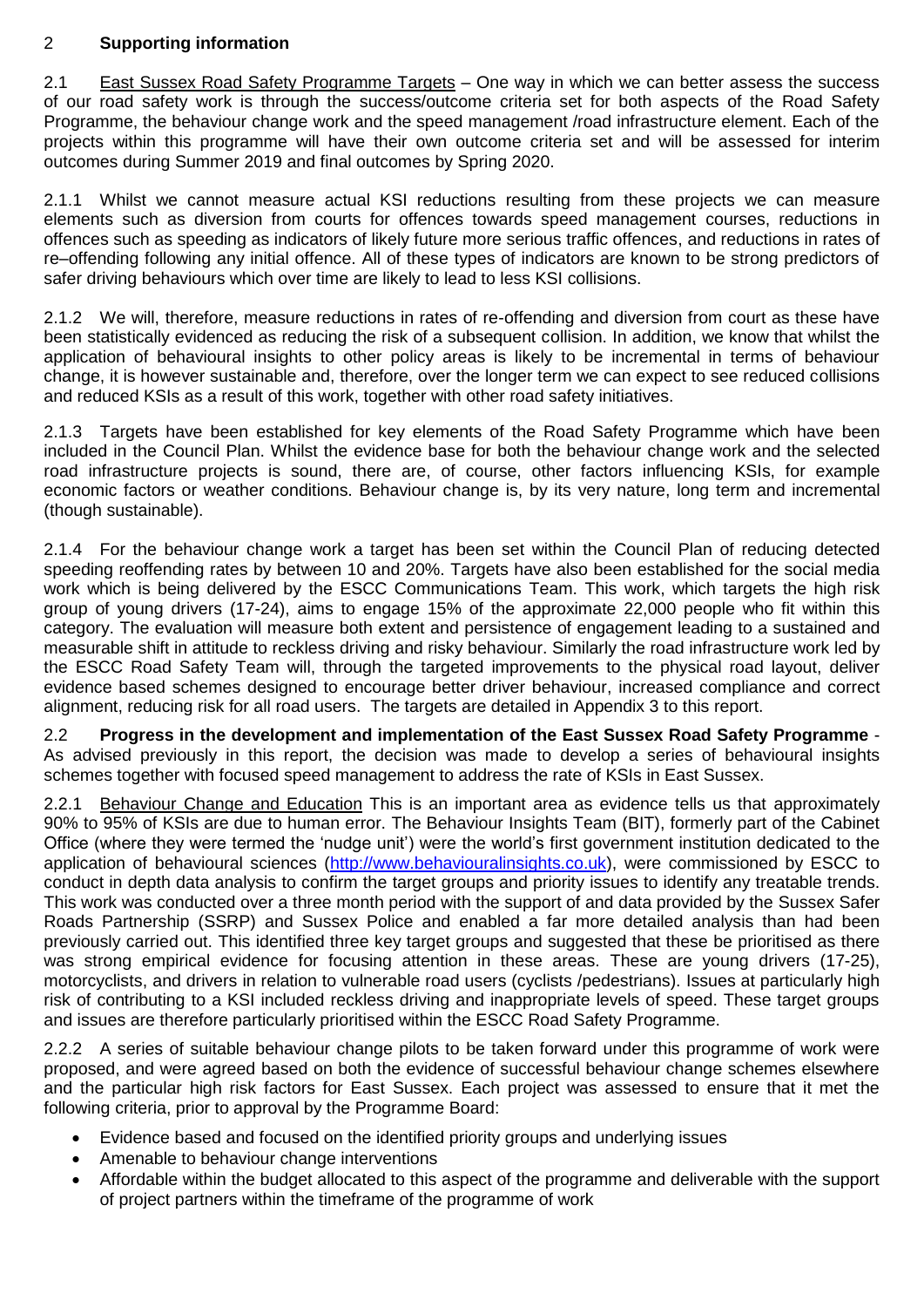## 2 **Supporting information**

2.1 East Sussex Road Safety Programme Targets – One way in which we can better assess the success of our road safety work is through the success/outcome criteria set for both aspects of the Road Safety Programme, the behaviour change work and the speed management /road infrastructure element. Each of the projects within this programme will have their own outcome criteria set and will be assessed for interim outcomes during Summer 2019 and final outcomes by Spring 2020.

2.1.1 Whilst we cannot measure actual KSI reductions resulting from these projects we can measure elements such as diversion from courts for offences towards speed management courses, reductions in offences such as speeding as indicators of likely future more serious traffic offences, and reductions in rates of re–offending following any initial offence. All of these types of indicators are known to be strong predictors of safer driving behaviours which over time are likely to lead to less KSI collisions.

2.1.2 We will, therefore, measure reductions in rates of re-offending and diversion from court as these have been statistically evidenced as reducing the risk of a subsequent collision. In addition, we know that whilst the application of behavioural insights to other policy areas is likely to be incremental in terms of behaviour change, it is however sustainable and, therefore, over the longer term we can expect to see reduced collisions and reduced KSIs as a result of this work, together with other road safety initiatives.

2.1.3 Targets have been established for key elements of the Road Safety Programme which have been included in the Council Plan. Whilst the evidence base for both the behaviour change work and the selected road infrastructure projects is sound, there are, of course, other factors influencing KSIs, for example economic factors or weather conditions. Behaviour change is, by its very nature, long term and incremental (though sustainable).

2.1.4 For the behaviour change work a target has been set within the Council Plan of reducing detected speeding reoffending rates by between 10 and 20%. Targets have also been established for the social media work which is being delivered by the ESCC Communications Team. This work, which targets the high risk group of young drivers (17-24), aims to engage 15% of the approximate 22,000 people who fit within this category. The evaluation will measure both extent and persistence of engagement leading to a sustained and measurable shift in attitude to reckless driving and risky behaviour. Similarly the road infrastructure work led by the ESCC Road Safety Team will, through the targeted improvements to the physical road layout, deliver evidence based schemes designed to encourage better driver behaviour, increased compliance and correct alignment, reducing risk for all road users. The targets are detailed in Appendix 3 to this report.

2.2 **Progress in the development and implementation of the East Sussex Road Safety Programme** - As advised previously in this report, the decision was made to develop a series of behavioural insights schemes together with focused speed management to address the rate of KSIs in East Sussex.

2.2.1 Behaviour Change and Education This is an important area as evidence tells us that approximately 90% to 95% of KSIs are due to human error. The Behaviour Insights Team (BIT), formerly part of the Cabinet Office (where they were termed the 'nudge unit') were the world's first government institution dedicated to the application of behavioural sciences (http://www.behaviouralinsights.co.uk), were commissioned by ESCC to conduct in depth data analysis to confirm the target groups and priority issues to identify any treatable trends. This work was conducted over a three month period with the support of and data provided by the Sussex Safer Roads Partnership (SSRP) and Sussex Police and enabled a far more detailed analysis than had been previously carried out. This identified three key target groups and suggested that these be prioritised as there was strong empirical evidence for focusing attention in these areas. These are young drivers (17-25), motorcyclists, and drivers in relation to vulnerable road users (cyclists /pedestrians). Issues at particularly high risk of contributing to a KSI included reckless driving and inappropriate levels of speed. These target groups and issues are therefore particularly prioritised within the ESCC Road Safety Programme.

2.2.2 A series of suitable behaviour change pilots to be taken forward under this programme of work were proposed, and were agreed based on both the evidence of successful behaviour change schemes elsewhere and the particular high risk factors for East Sussex. Each project was assessed to ensure that it met the following criteria, prior to approval by the Programme Board:

- Evidence based and focused on the identified priority groups and underlying issues
- Amenable to behaviour change interventions
- Affordable within the budget allocated to this aspect of the programme and deliverable with the support of project partners within the timeframe of the programme of work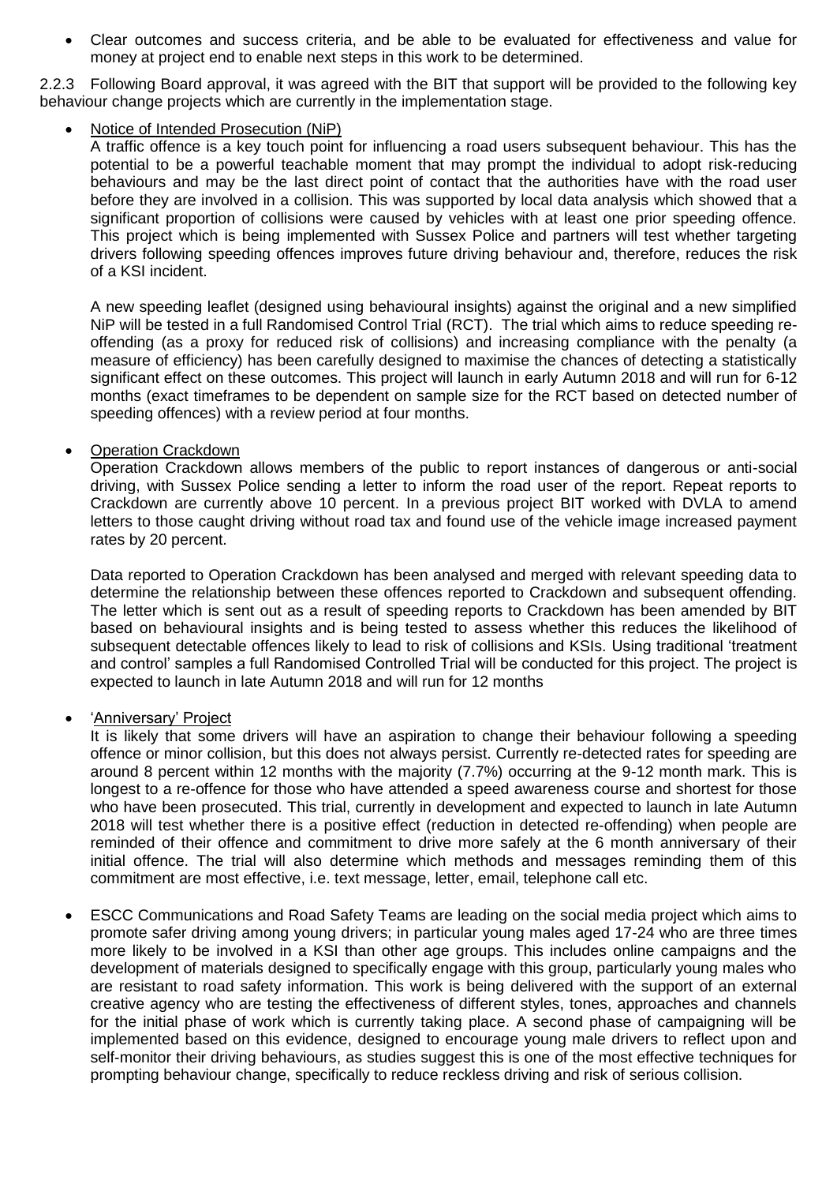- Clear outcomes and success criteria, and be able to be evaluated for effectiveness and value for money at project end to enable next steps in this work to be determined.

2.2.3 Following Board approval, it was agreed with the BIT that support will be provided to the following key behaviour change projects which are currently in the implementation stage.

- Notice of Intended Prosecution (NiP)

  A traffic offence is a key touch point for influencing a road users subsequent behaviour. This has the potential to be a powerful teachable moment that may prompt the individual to adopt risk-reducing behaviours and may be the last direct point of contact that the authorities have with the road user before they are involved in a collision. This was supported by local data analysis which showed that a significant proportion of collisions were caused by vehicles with at least one prior speeding offence. This project which is being implemented with Sussex Police and partners will test whether targeting drivers following speeding offences improves future driving behaviour and, therefore, reduces the risk of a KSI incident.

  A new speeding leaflet (designed using behavioural insights) against the original and a new simplified NiP will be tested in a full Randomised Control Trial (RCT). The trial which aims to reduce speeding re-offending (as a proxy for reduced risk of collisions) and increasing compliance with the penalty (a measure of efficiency) has been carefully designed to maximise the chances of detecting a statistically significant effect on these outcomes. This project will launch in early Autumn 2018 and will run for 6-12 months (exact timeframes to be dependent on sample size for the RCT based on detected number of speeding offences) with a review period at four months.

- Operation Crackdown

  Operation Crackdown allows members of the public to report instances of dangerous or anti-social driving, with Sussex Police sending a letter to inform the road user of the report. Repeat reports to Crackdown are currently above 10 percent. In a previous project BIT worked with DVLA to amend letters to those caught driving without road tax and found use of the vehicle image increased payment rates by 20 percent.

  Data reported to Operation Crackdown has been analysed and merged with relevant speeding data to determine the relationship between these offences reported to Crackdown and subsequent offending. The letter which is sent out as a result of speeding reports to Crackdown has been amended by BIT based on behavioural insights and is being tested to assess whether this reduces the likelihood of subsequent detectable offences likely to lead to risk of collisions and KSIs. Using traditional 'treatment and control' samples a full Randomised Controlled Trial will be conducted for this project. The project is expected to launch in late Autumn 2018 and will run for 12 months

- 'Anniversary' Project

  It is likely that some drivers will have an aspiration to change their behaviour following a speeding offence or minor collision, but this does not always persist. Currently re-detected rates for speeding are around 8 percent within 12 months with the majority (7.7%) occurring at the 9-12 month mark. This is longest to a re-offence for those who have attended a speed awareness course and shortest for those who have been prosecuted. This trial, currently in development and expected to launch in late Autumn 2018 will test whether there is a positive effect (reduction in detected re-offending) when people are reminded of their offence and commitment to drive more safely at the 6 month anniversary of their initial offence. The trial will also determine which methods and messages reminding them of this commitment are most effective, i.e. text message, letter, email, telephone call etc.

- ESCC Communications and Road Safety Teams are leading on the social media project which aims to promote safer driving among young drivers; in particular young males aged 17-24 who are three times more likely to be involved in a KSI than other age groups. This includes online campaigns and the development of materials designed to specifically engage with this group, particularly young males who are resistant to road safety information. This work is being delivered with the support of an external creative agency who are testing the effectiveness of different styles, tones, approaches and channels for the initial phase of work which is currently taking place. A second phase of campaigning will be implemented based on this evidence, designed to encourage young male drivers to reflect upon and self-monitor their driving behaviours, as studies suggest this is one of the most effective techniques for prompting behaviour change, specifically to reduce reckless driving and risk of serious collision.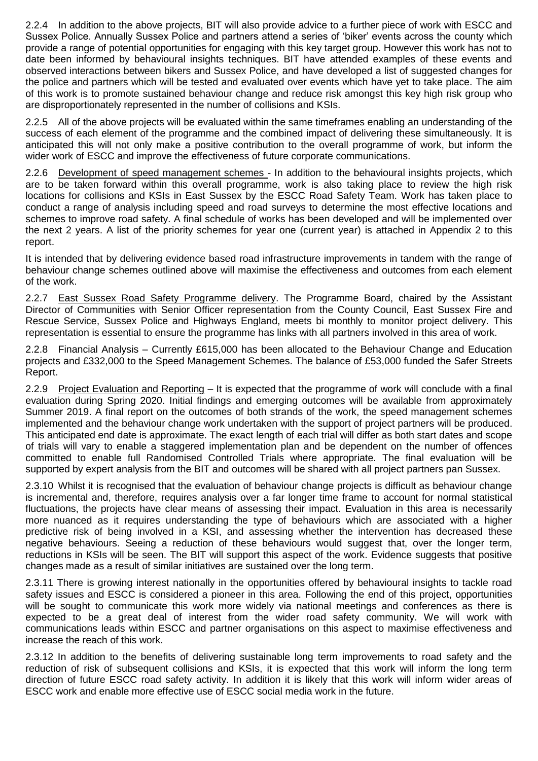2.2.4 In addition to the above projects, BIT will also provide advice to a further piece of work with ESCC and Sussex Police. Annually Sussex Police and partners attend a series of 'biker' events across the county which provide a range of potential opportunities for engaging with this key target group. However this work has not to date been informed by behavioural insights techniques. BIT have attended examples of these events and observed interactions between bikers and Sussex Police, and have developed a list of suggested changes for the police and partners which will be tested and evaluated over events which have yet to take place. The aim of this work is to promote sustained behaviour change and reduce risk amongst this key high risk group who are disproportionately represented in the number of collisions and KSIs.

2.2.5 All of the above projects will be evaluated within the same timeframes enabling an understanding of the success of each element of the programme and the combined impact of delivering these simultaneously. It is anticipated this will not only make a positive contribution to the overall programme of work, but inform the wider work of ESCC and improve the effectiveness of future corporate communications.

2.2.6 Development of speed management schemes - In addition to the behavioural insights projects, which are to be taken forward within this overall programme, work is also taking place to review the high risk locations for collisions and KSIs in East Sussex by the ESCC Road Safety Team. Work has taken place to conduct a range of analysis including speed and road surveys to determine the most effective locations and schemes to improve road safety. A final schedule of works has been developed and will be implemented over the next 2 years. A list of the priority schemes for year one (current year) is attached in Appendix 2 to this report.

It is intended that by delivering evidence based road infrastructure improvements in tandem with the range of behaviour change schemes outlined above will maximise the effectiveness and outcomes from each element of the work.

2.2.7 East Sussex Road Safety Programme delivery. The Programme Board, chaired by the Assistant Director of Communities with Senior Officer representation from the County Council, East Sussex Fire and Rescue Service, Sussex Police and Highways England, meets bi monthly to monitor project delivery. This representation is essential to ensure the programme has links with all partners involved in this area of work.

2.2.8 Financial Analysis – Currently £615,000 has been allocated to the Behaviour Change and Education projects and £332,000 to the Speed Management Schemes. The balance of £53,000 funded the Safer Streets Report.

2.2.9 Project Evaluation and Reporting – It is expected that the programme of work will conclude with a final evaluation during Spring 2020. Initial findings and emerging outcomes will be available from approximately Summer 2019. A final report on the outcomes of both strands of the work, the speed management schemes implemented and the behaviour change work undertaken with the support of project partners will be produced. This anticipated end date is approximate. The exact length of each trial will differ as both start dates and scope of trials will vary to enable a staggered implementation plan and be dependent on the number of offences committed to enable full Randomised Controlled Trials where appropriate. The final evaluation will be supported by expert analysis from the BIT and outcomes will be shared with all project partners pan Sussex.

2.3.10 Whilst it is recognised that the evaluation of behaviour change projects is difficult as behaviour change is incremental and, therefore, requires analysis over a far longer time frame to account for normal statistical fluctuations, the projects have clear means of assessing their impact. Evaluation in this area is necessarily more nuanced as it requires understanding the type of behaviours which are associated with a higher predictive risk of being involved in a KSI, and assessing whether the intervention has decreased these negative behaviours. Seeing a reduction of these behaviours would suggest that, over the longer term, reductions in KSIs will be seen. The BIT will support this aspect of the work. Evidence suggests that positive changes made as a result of similar initiatives are sustained over the long term.

2.3.11 There is growing interest nationally in the opportunities offered by behavioural insights to tackle road safety issues and ESCC is considered a pioneer in this area. Following the end of this project, opportunities will be sought to communicate this work more widely via national meetings and conferences as there is expected to be a great deal of interest from the wider road safety community. We will work with communications leads within ESCC and partner organisations on this aspect to maximise effectiveness and increase the reach of this work.

2.3.12 In addition to the benefits of delivering sustainable long term improvements to road safety and the reduction of risk of subsequent collisions and KSIs, it is expected that this work will inform the long term direction of future ESCC road safety activity. In addition it is likely that this work will inform wider areas of ESCC work and enable more effective use of ESCC social media work in the future.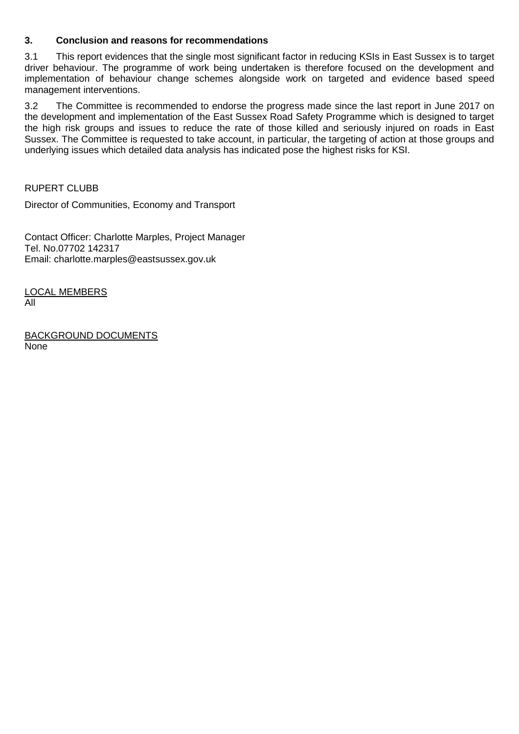### 3. Conclusion and reasons for recommendations

3.1 This report evidences that the single most significant factor in reducing KSIs in East Sussex is to target driver behaviour. The programme of work being undertaken is therefore focused on the development and implementation of behaviour change schemes alongside work on targeted and evidence based speed management interventions.

3.2 The Committee is recommended to endorse the progress made since the last report in June 2017 on the development and implementation of the East Sussex Road Safety Programme which is designed to target the high risk groups and issues to reduce the rate of those killed and seriously injured on roads in East Sussex. The Committee is requested to take account, in particular, the targeting of action at those groups and underlying issues which detailed data analysis has indicated pose the highest risks for KSI.

RUPERT CLUBB

Director of Communities, Economy and Transport

Contact Officer: Charlotte Marples, Project Manager
Tel. No.07702 142317
Email: charlotte.marples@eastsussex.gov.uk

LOCAL MEMBERS
All

BACKGROUND DOCUMENTS
None